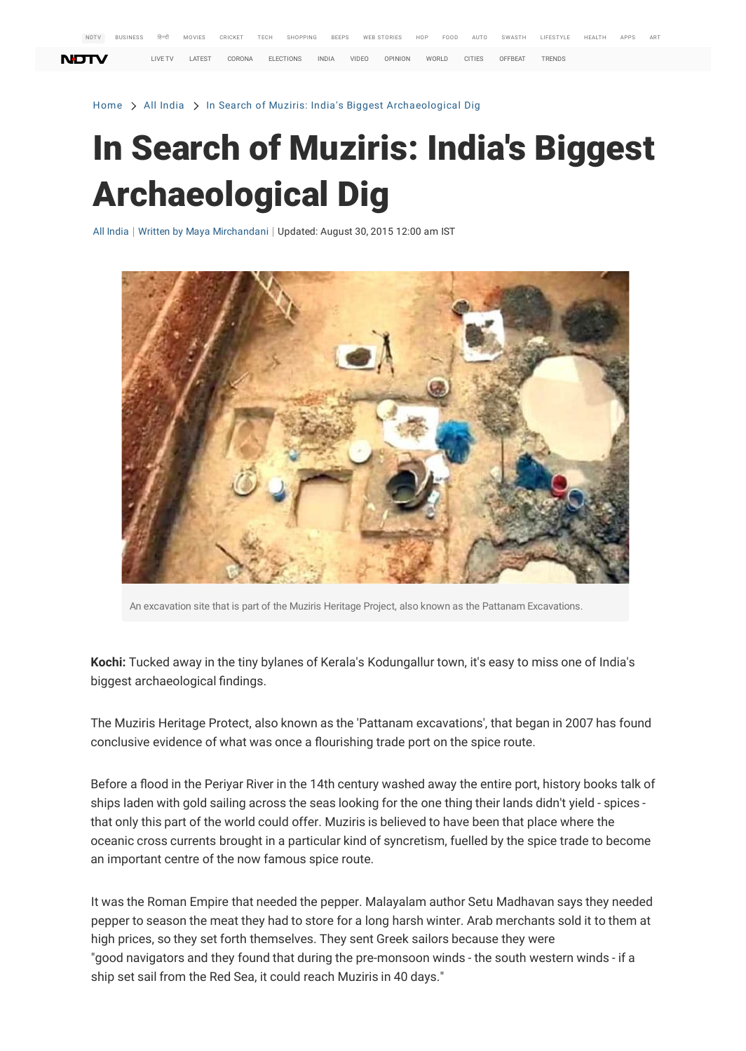Home > All India > In Search of Muziris: India's Biggest Archaeological Dig

# In Search of Muziris: India's Biggest Archaeological Dig

All India | Written by Maya Mirchandani | Updated: August 30, 2015 12:00 am IST

An excavation site that is part of the Muziris Heritage Project, also known as the Pattanam Excavations.

**Kochi:** Tucked away in the tiny bylanes of Kerala's Kodungallur town, it's easy to miss one of India's biggest archaeological findings.

The Muziris Heritage Protect, also known as the 'Pattanam excavations', that began in 2007 has found conclusive evidence of what was once a flourishing trade port on the spice route.

Before a flood in the Periyar River in the 14th century washed away the entire port, history books talk of ships laden with gold sailing across the seas looking for the one thing their lands didn't yield - spices - that only this part of the world could offer. Muziris is believed to have been that place where the oceanic cross currents brought in a particular kind of syncretism, fuelled by the spice trade to become an important centre of the now famous spice route.

It was the Roman Empire that needed the pepper. Malayalam author Setu Madhavan says they needed pepper to season the meat they had to store for a long harsh winter. Arab merchants sold it to them at high prices, so they set forth themselves. They sent Greek sailors because they were "good navigators and they found that during the pre-monsoon winds - the south western winds - if a ship set sail from the Red Sea, it could reach Muziris in 40 days."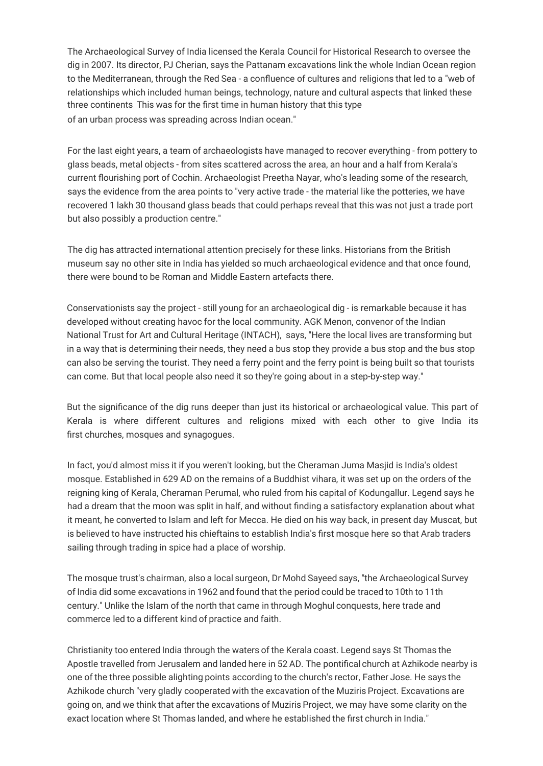The Archaeological Survey of India licensed the Kerala Council for Historical Research to oversee the dig in 2007. Its director, PJ Cherian, says the Pattanam excavations link the whole Indian Ocean region to the Mediterranean, through the Red Sea - a confluence of cultures and religions that led to a "web of relationships which included human beings, technology, nature and cultural aspects that linked these three continents This was for the first time in human history that this type of an urban process was spreading across Indian ocean."

For the last eight years, a team of archaeologists have managed to recover everything - from pottery to glass beads, metal objects - from sites scattered across the area, an hour and a half from Kerala's current flourishing port of Cochin. Archaeologist Preetha Nayar, who's leading some of the research, says the evidence from the area points to "very active trade - the material like the potteries, we have recovered 1 lakh 30 thousand glass beads that could perhaps reveal that this was not just a trade port but also possibly a production centre."

The dig has attracted international attention precisely for these links. Historians from the British museum say no other site in India has yielded so much archaeological evidence and that once found, there were bound to be Roman and Middle Eastern artefacts there.

Conservationists say the project - still young for an archaeological dig - is remarkable because it has developed without creating havoc for the local community. AGK Menon, convenor of the Indian National Trust for Art and Cultural Heritage (INTACH), says, "Here the local lives are transforming but in a way that is determining their needs, they need a bus stop they provide a bus stop and the bus stop can also be serving the tourist. They need a ferry point and the ferry point is being built so that tourists can come. But that local people also need it so they're going about in a step-by-step way."

But the significance of the dig runs deeper than just its historical or archaeological value. This part of Kerala is where different cultures and religions mixed with each other to give India its first churches, mosques and synagogues.

In fact, you'd almost miss it if you weren't looking, but the Cheraman Juma Masjid is India's oldest mosque. Established in 629 AD on the remains of a Buddhist vihara, it was set up on the orders of the reigning king of Kerala, Cheraman Perumal, who ruled from his capital of Kodungallur. Legend says he had a dream that the moon was split in half, and without finding a satisfactory explanation about what it meant, he converted to Islam and left for Mecca. He died on his way back, in present day Muscat, but is believed to have instructed his chieftains to establish India's first mosque here so that Arab traders sailing through trading in spice had a place of worship.

The mosque trust's chairman, also a local surgeon, Dr Mohd Sayeed says, "the Archaeological Survey of India did some excavations in 1962 and found that the period could be traced to 10th to 11th century." Unlike the Islam of the north that came in through Moghul conquests, here trade and commerce led to a different kind of practice and faith.

Christianity too entered India through the waters of the Kerala coast. Legend says St Thomas the Apostle travelled from Jerusalem and landed here in 52 AD. The pontifical church at Azhikode nearby is one of the three possible alighting points according to the church's rector, Father Jose. He says the Azhikode church "very gladly cooperated with the excavation of the Muziris Project. Excavations are going on, and we think that after the excavations of Muziris Project, we may have some clarity on the exact location where St Thomas landed, and where he established the first church in India."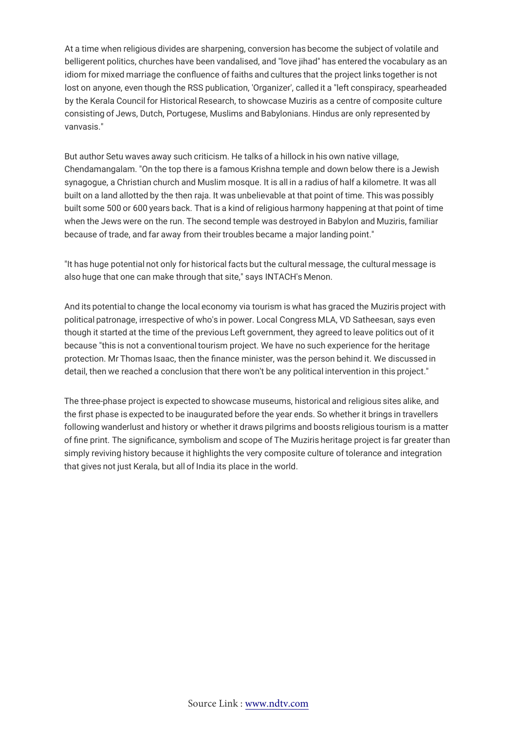At a time when religious divides are sharpening, conversion has become the subject of volatile and belligerent politics, churches have been vandalised, and "love jihad" has entered the vocabulary as an idiom for mixed marriage the confluence of faiths and cultures that the project links together is not lost on anyone, even though the RSS publication, 'Organizer', called it a "left conspiracy, spearheaded by the Kerala Council for Historical Research, to showcase Muziris as a centre of composite culture consisting of Jews, Dutch, Portugese, Muslims and Babylonians. Hindus are only represented by vanvasis."

But author Setu waves away such criticism. He talks of a hillock in his own native village, Chendamangalam. "On the top there is a famous Krishna temple and down below there is a Jewish synagogue, a Christian church and Muslim mosque. It is all in a radius of half a kilometre. It was all built on a land allotted by the then raja. It was unbelievable at that point of time. This was possibly built some 500 or 600 years back. That is a kind of religious harmony happening at that point of time when the Jews were on the run. The second temple was destroyed in Babylon and Muziris, familiar because of trade, and far away from their troubles became a major landing point."

"It has huge potential not only for historical facts but the cultural message, the cultural message is also huge that one can make through that site," says INTACH's Menon.

And its potential to change the local economy via tourism is what has graced the Muziris project with political patronage, irrespective of who's in power. Local Congress MLA, VD Satheesan, says even though it started at the time of the previous Left government, they agreed to leave politics out of it because "this is not a conventional tourism project. We have no such experience for the heritage protection. Mr Thomas Isaac, then the finance minister, was the person behind it. We discussed in detail, then we reached a conclusion that there won't be any political intervention in this project."

The three-phase project is expected to showcase museums, historical and religious sites alike, and the first phase is expected to be inaugurated before the year ends. So whether it brings in travellers following wanderlust and history or whether it draws pilgrims and boosts religious tourism is a matter of fine print. The significance, symbolism and scope of The Muziris heritage project is far greater than simply reviving history because it highlights the very composite culture of tolerance and integration that gives not just Kerala, but all of India its place in the world.

Source Link : [www.ndtv.com](www.ndtv.com)